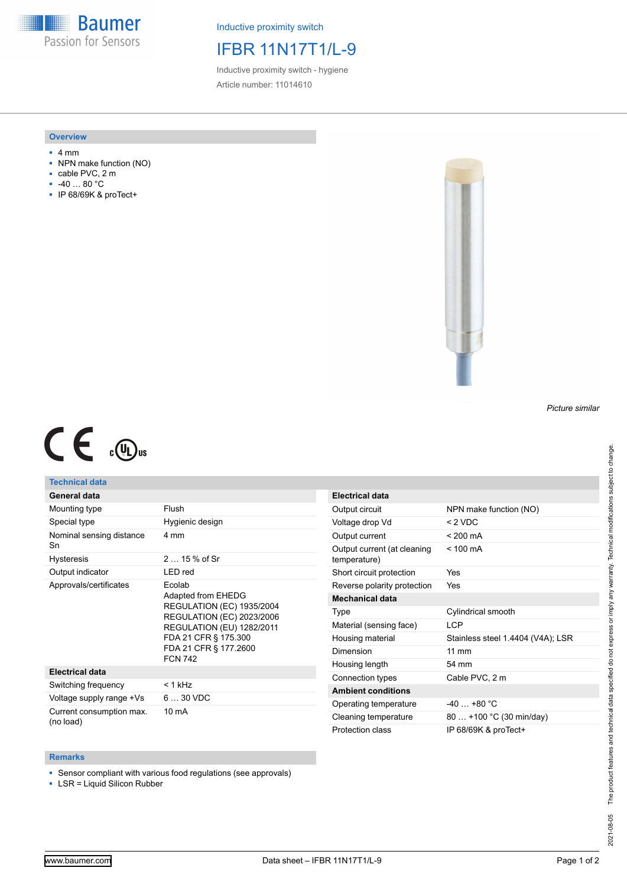Inductive proximity switch

# IFBR 11N17T1/L-9

Inductive proximity switch - hygiene

Article number: 11014610

## Overview

- 4 mm
- NPN make function (NO)
- cable PVC, 2 m
- -40 … 80 °C
- IP 68/69K & proTect+

*Picture similar*

## Technical data

| General data | |
|---|---|
| Mounting type | Flush |
| Special type | Hygienic design |
| Nominal sensing distance Sn | 4 mm |
| Hysteresis | 2 … 15 % of Sr |
| Output indicator | LED red |
| Approvals/certificates | Ecolab<br>Adapted from EHEDG<br>REGULATION (EC) 1935/2004<br>REGULATION (EC) 2023/2006<br>REGULATION (EU) 1282/2011<br>FDA 21 CFR § 175.300<br>FDA 21 CFR § 177.2600<br>FCN 742 |
| **Electrical data** | |
| Switching frequency | < 1 kHz |
| Voltage supply range +Vs | 6 … 30 VDC |
| Current consumption max. (no load) | 10 mA |

| Electrical data | |
|---|---|
| Output circuit | NPN make function (NO) |
| Voltage drop Vd | < 2 VDC |
| Output current | < 200 mA |
| Output current (at cleaning temperature) | < 100 mA |
| Short circuit protection | Yes |
| Reverse polarity protection | Yes |
| **Mechanical data** | |
| Type | Cylindrical smooth |
| Material (sensing face) | LCP |
| Housing material | Stainless steel 1.4404 (V4A); LSR |
| Dimension | 11 mm |
| Housing length | 54 mm |
| Connection types | Cable PVC, 2 m |
| **Ambient conditions** | |
| Operating temperature | -40 … +80 °C |
| Cleaning temperature | 80 … +100 °C (30 min/day) |
| Protection class | IP 68/69K & proTect+ |

## Remarks

- Sensor compliant with various food regulations (see approvals)
- LSR = Liquid Silicon Rubber

The product features and technical data specified do not express or imply any warranty. Technical modifications subject to change.

2021-08-05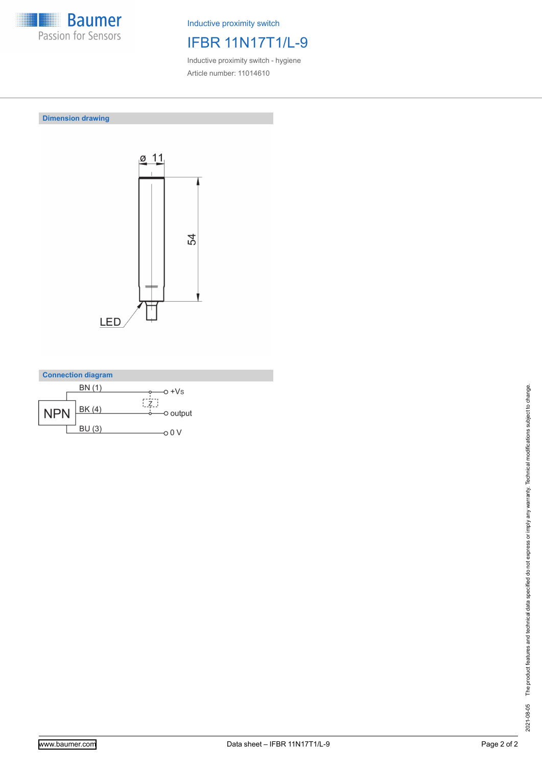Inductive proximity switch

# IFBR 11N17T1/L-9

Inductive proximity switch - hygiene

Article number: 11014610

## Dimension drawing

ø 11

54

LED

## Connection diagram

NPN

BN (1)

BK (4)

BU (3)

Z

+Vs

output

0 V

The product features and technical data specified do not express or imply any warranty. Technical modifications subject to change.

2021-08-05

www.baumer.com

Data sheet – IFBR 11N17T1/L-9